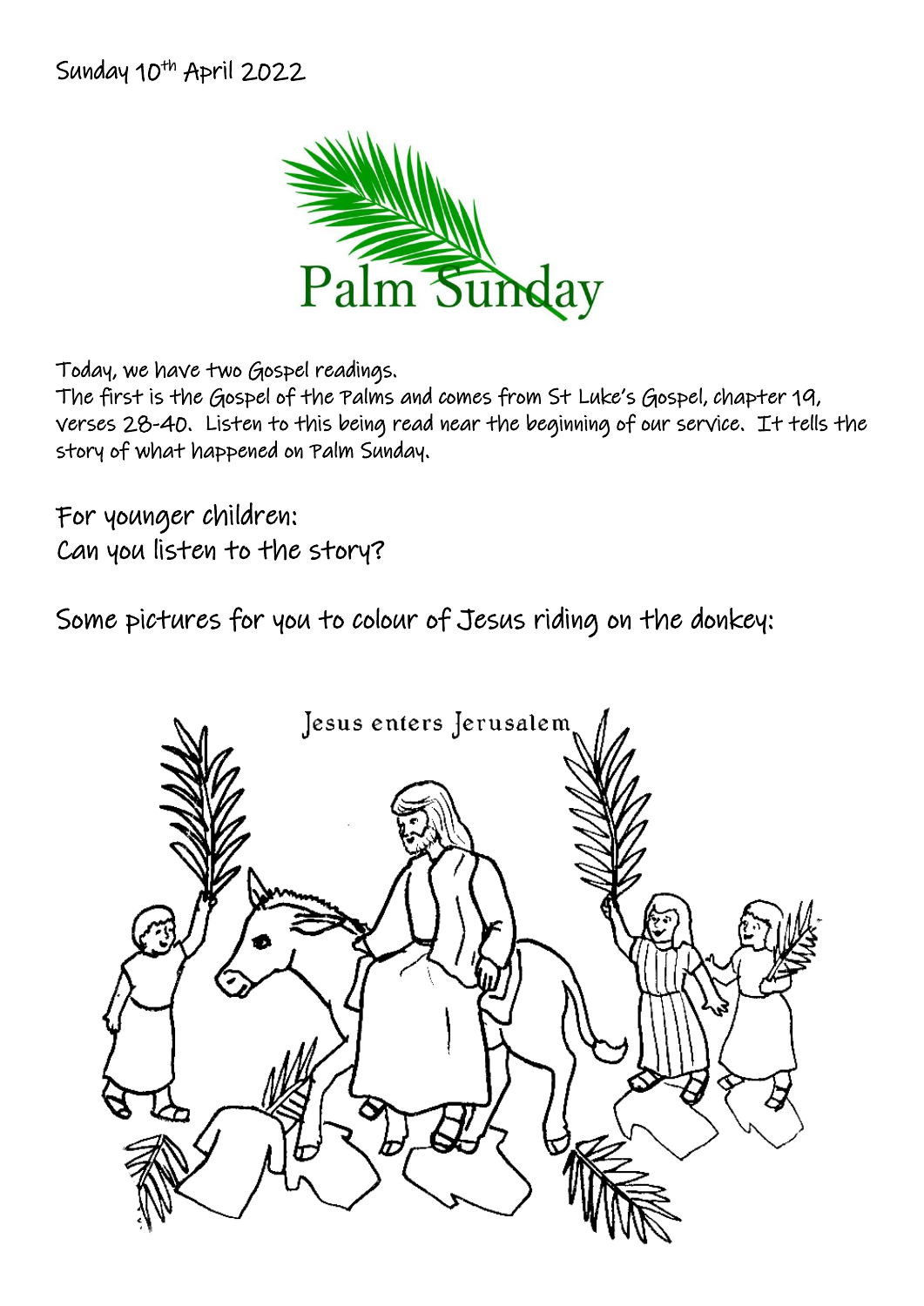Sunday 10th April 2022

# Palm Sunday

Today, we have two Gospel readings.
The first is the Gospel of the Palms and comes from St Luke's Gospel, chapter 19, verses 28-40. Listen to this being read near the beginning of our service. It tells the story of what happened on Palm Sunday.

For younger children:
Can you listen to the story?

Some pictures for you to colour of Jesus riding on the donkey:

Jesus enters Jerusalem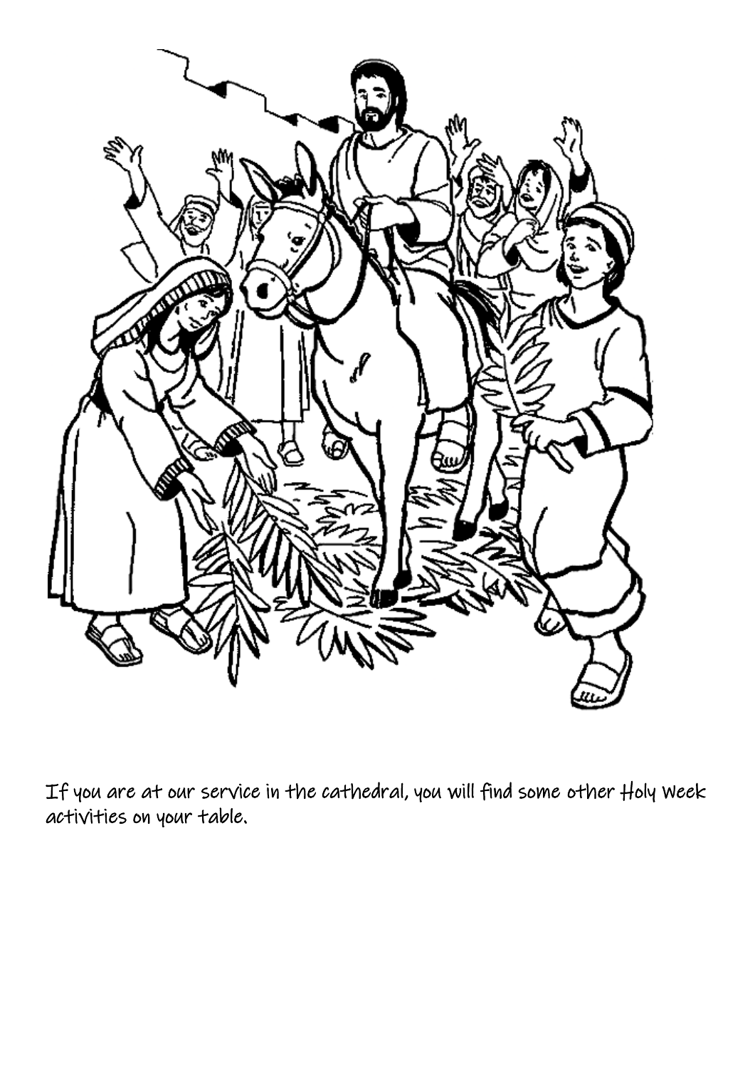If you are at our service in the cathedral, you will find some other Holy Week activities on your table.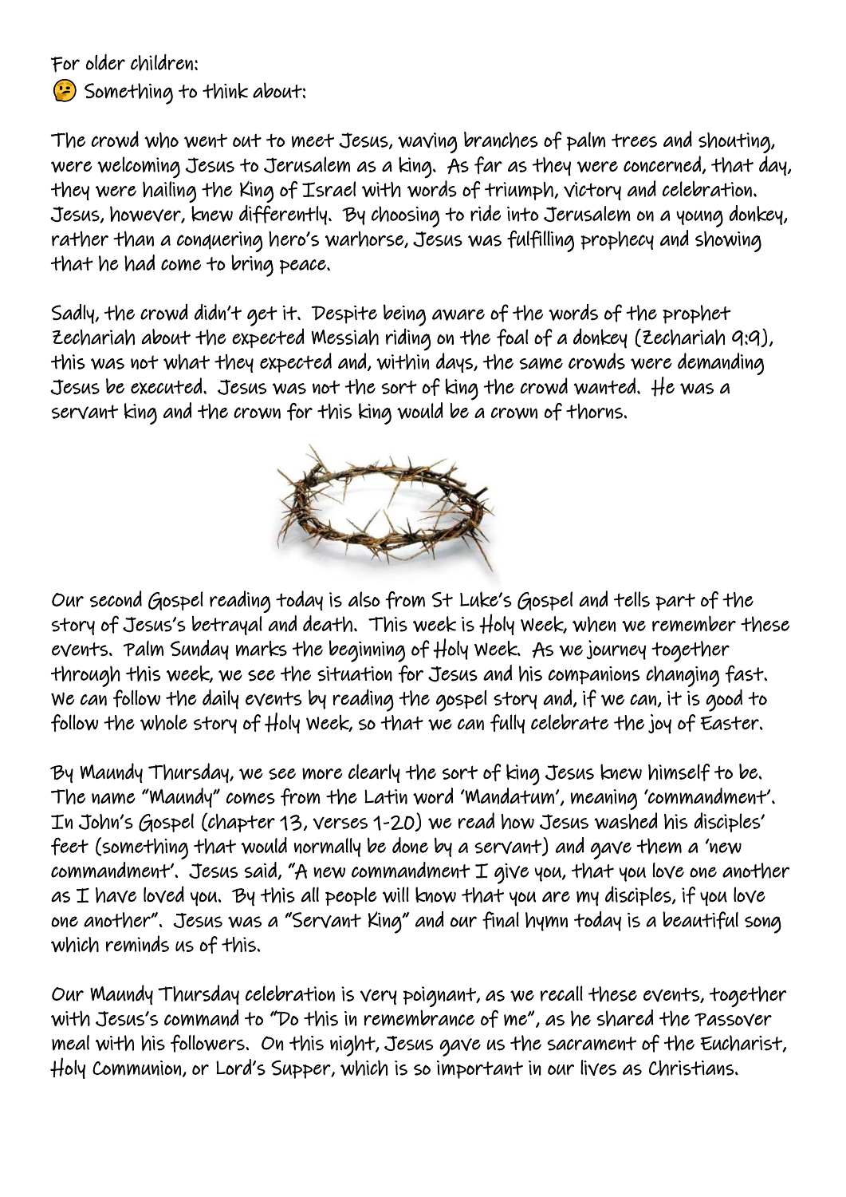For older children:

🤔 Something to think about:

The crowd who went out to meet Jesus, waving branches of palm trees and shouting, were welcoming Jesus to Jerusalem as a king. As far as they were concerned, that day, they were hailing the King of Israel with words of triumph, victory and celebration. Jesus, however, knew differently. By choosing to ride into Jerusalem on a young donkey, rather than a conquering hero's warhorse, Jesus was fulfilling prophecy and showing that he had come to bring peace.

Sadly, the crowd didn't get it. Despite being aware of the words of the prophet Zechariah about the expected Messiah riding on the foal of a donkey (Zechariah 9:9), this was not what they expected and, within days, the same crowds were demanding Jesus be executed. Jesus was not the sort of king the crowd wanted. He was a servant king and the crown for this king would be a crown of thorns.

Our second Gospel reading today is also from St Luke's Gospel and tells part of the story of Jesus's betrayal and death. This week is Holy Week, when we remember these events. Palm Sunday marks the beginning of Holy Week. As we journey together through this week, we see the situation for Jesus and his companions changing fast. We can follow the daily events by reading the gospel story and, if we can, it is good to follow the whole story of Holy Week, so that we can fully celebrate the joy of Easter.

By Maundy Thursday, we see more clearly the sort of king Jesus knew himself to be. The name "Maundy" comes from the Latin word 'Mandatum', meaning 'commandment'. In John's Gospel (chapter 13, verses 1-20) we read how Jesus washed his disciples' feet (something that would normally be done by a servant) and gave them a 'new commandment'. Jesus said, "A new commandment I give you, that you love one another as I have loved you. By this all people will know that you are my disciples, if you love one another". Jesus was a "Servant King" and our final hymn today is a beautiful song which reminds us of this.

Our Maundy Thursday celebration is very poignant, as we recall these events, together with Jesus's command to "Do this in remembrance of me", as he shared the Passover meal with his followers. On this night, Jesus gave us the sacrament of the Eucharist, Holy Communion, or Lord's Supper, which is so important in our lives as Christians.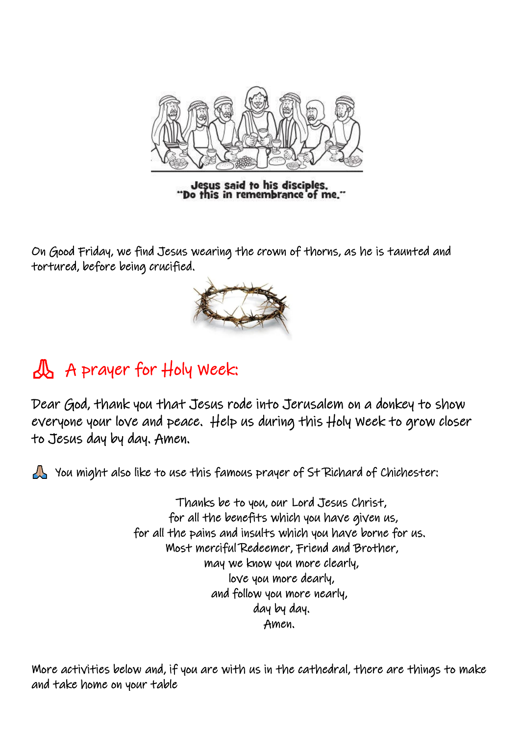Jesus said to his disciples,
"Do this in remembrance of me."

On Good Friday, we find Jesus wearing the crown of thorns, as he is taunted and tortured, before being crucified.

## 🙏 A prayer for Holy Week:

Dear God, thank you that Jesus rode into Jerusalem on a donkey to show everyone your love and peace. Help us during this Holy Week to grow closer to Jesus day by day. Amen.

🙏 You might also like to use this famous prayer of St Richard of Chichester:

Thanks be to you, our Lord Jesus Christ,
for all the benefits which you have given us,
for all the pains and insults which you have borne for us.
Most merciful Redeemer, Friend and Brother,
may we know you more clearly,
love you more dearly,
and follow you more nearly,
day by day.
Amen.

More activities below and, if you are with us in the cathedral, there are things to make and take home on your table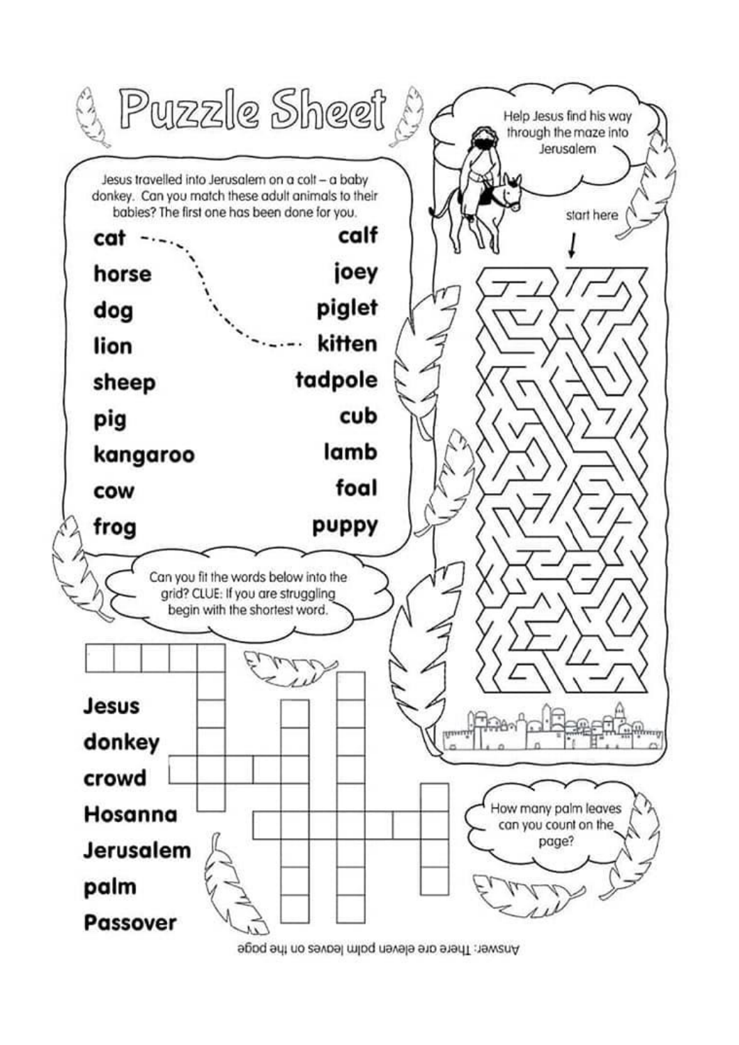# Puzzle Sheet

Jesus travelled into Jerusalem on a colt – a baby donkey. Can you match these adult animals to their babies? The first one has been done for you.

| | |
|---|---|
| cat | calf |
| horse | joey |
| dog | piglet |
| lion | kitten |
| sheep | tadpole |
| pig | cub |
| kangaroo | lamb |
| cow | foal |
| frog | puppy |

Help Jesus find his way through the maze into Jerusalem

start here

Can you fit the words below into the grid? CLUE: If you are struggling begin with the shortest word.

- Jesus
- donkey
- crowd
- Hosanna
- Jerusalem
- palm
- Passover

How many palm leaves can you count on the page?

Answer: There are eleven palm leaves on the page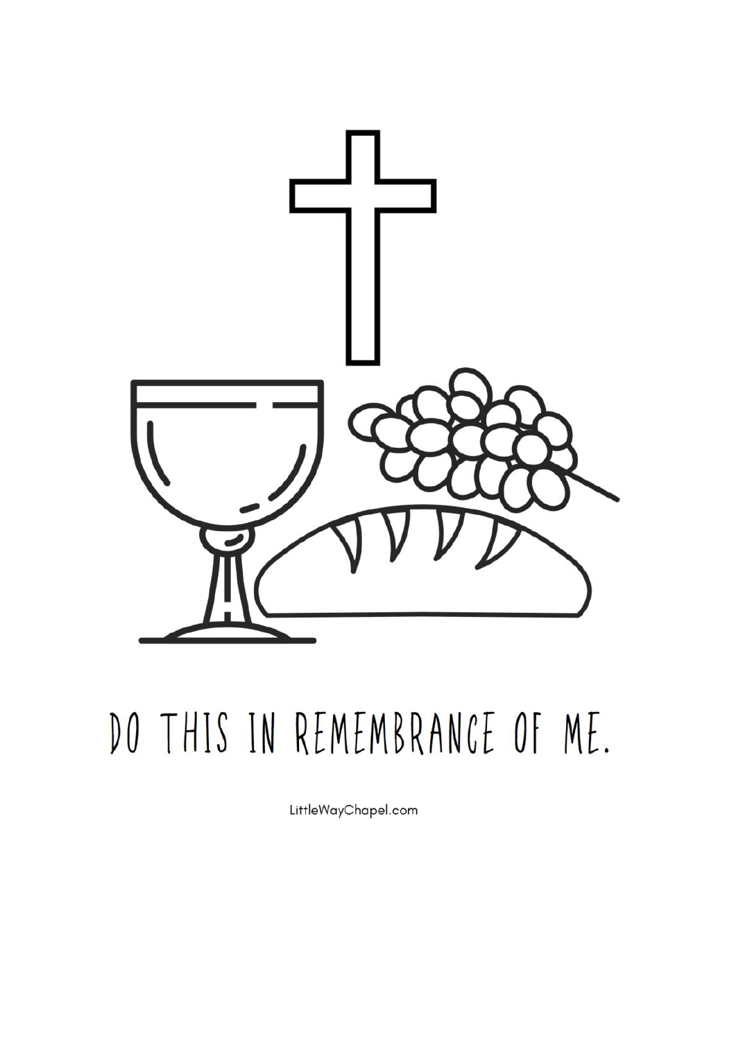DO THIS IN REMEMBRANCE OF ME.

LittleWayChapel.com